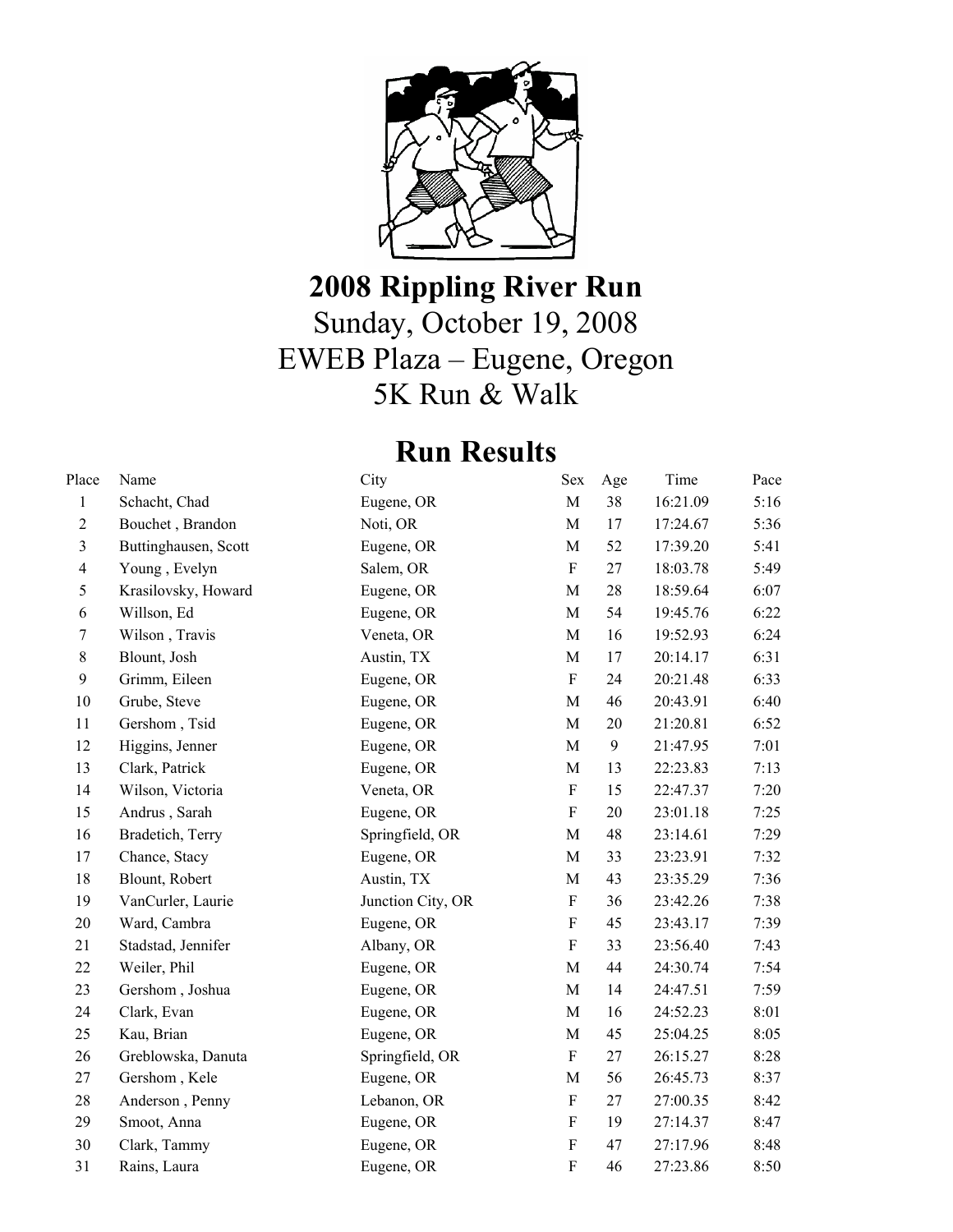# 2008 Rippling River Run

Sunday, October 19, 2008

EWEB Plaza – Eugene, Oregon

5K Run & Walk

## Run Results

| Place | Name | City | Sex | Age | Time | Pace |
|---|---|---|---|---|---|---|
| 1 | Schacht, Chad | Eugene, OR | M | 38 | 16:21.09 | 5:16 |
| 2 | Bouchet , Brandon | Noti, OR | M | 17 | 17:24.67 | 5:36 |
| 3 | Buttinghausen, Scott | Eugene, OR | M | 52 | 17:39.20 | 5:41 |
| 4 | Young , Evelyn | Salem, OR | F | 27 | 18:03.78 | 5:49 |
| 5 | Krasilovsky, Howard | Eugene, OR | M | 28 | 18:59.64 | 6:07 |
| 6 | Willson, Ed | Eugene, OR | M | 54 | 19:45.76 | 6:22 |
| 7 | Wilson , Travis | Veneta, OR | M | 16 | 19:52.93 | 6:24 |
| 8 | Blount, Josh | Austin, TX | M | 17 | 20:14.17 | 6:31 |
| 9 | Grimm, Eileen | Eugene, OR | F | 24 | 20:21.48 | 6:33 |
| 10 | Grube, Steve | Eugene, OR | M | 46 | 20:43.91 | 6:40 |
| 11 | Gershom , Tsid | Eugene, OR | M | 20 | 21:20.81 | 6:52 |
| 12 | Higgins, Jenner | Eugene, OR | M | 9 | 21:47.95 | 7:01 |
| 13 | Clark, Patrick | Eugene, OR | M | 13 | 22:23.83 | 7:13 |
| 14 | Wilson, Victoria | Veneta, OR | F | 15 | 22:47.37 | 7:20 |
| 15 | Andrus , Sarah | Eugene, OR | F | 20 | 23:01.18 | 7:25 |
| 16 | Bradetich, Terry | Springfield, OR | M | 48 | 23:14.61 | 7:29 |
| 17 | Chance, Stacy | Eugene, OR | M | 33 | 23:23.91 | 7:32 |
| 18 | Blount, Robert | Austin, TX | M | 43 | 23:35.29 | 7:36 |
| 19 | VanCurler, Laurie | Junction City, OR | F | 36 | 23:42.26 | 7:38 |
| 20 | Ward, Cambra | Eugene, OR | F | 45 | 23:43.17 | 7:39 |
| 21 | Stadstad, Jennifer | Albany, OR | F | 33 | 23:56.40 | 7:43 |
| 22 | Weiler, Phil | Eugene, OR | M | 44 | 24:30.74 | 7:54 |
| 23 | Gershom , Joshua | Eugene, OR | M | 14 | 24:47.51 | 7:59 |
| 24 | Clark, Evan | Eugene, OR | M | 16 | 24:52.23 | 8:01 |
| 25 | Kau, Brian | Eugene, OR | M | 45 | 25:04.25 | 8:05 |
| 26 | Greblowska, Danuta | Springfield, OR | F | 27 | 26:15.27 | 8:28 |
| 27 | Gershom , Kele | Eugene, OR | M | 56 | 26:45.73 | 8:37 |
| 28 | Anderson , Penny | Lebanon, OR | F | 27 | 27:00.35 | 8:42 |
| 29 | Smoot, Anna | Eugene, OR | F | 19 | 27:14.37 | 8:47 |
| 30 | Clark, Tammy | Eugene, OR | F | 47 | 27:17.96 | 8:48 |
| 31 | Rains, Laura | Eugene, OR | F | 46 | 27:23.86 | 8:50 |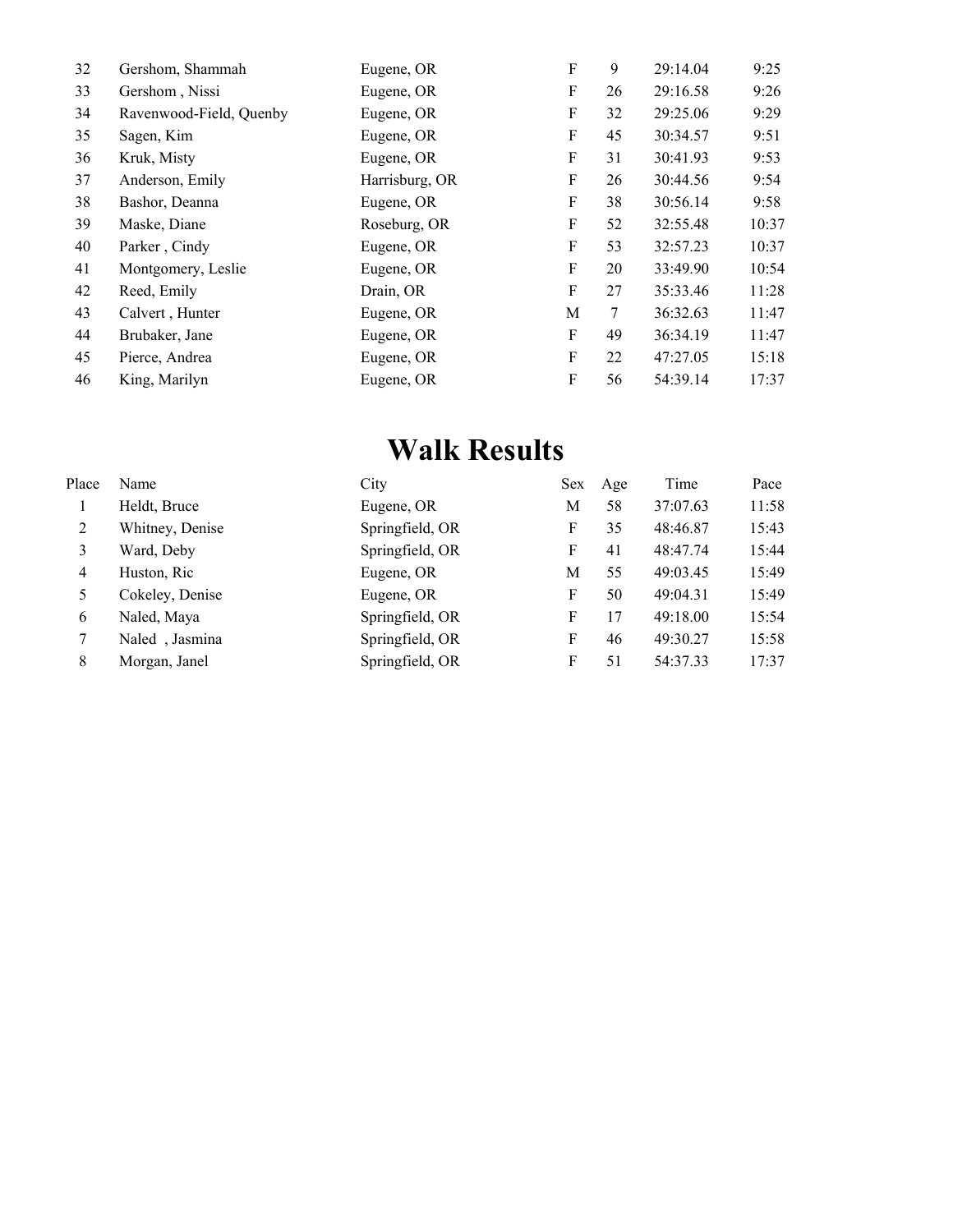| | | | | | | |
|---|---|---|---|---|---|---|
| 32 | Gershom, Shammah | Eugene, OR | F | 9 | 29:14.04 | 9:25 |
| 33 | Gershom , Nissi | Eugene, OR | F | 26 | 29:16.58 | 9:26 |
| 34 | Ravenwood-Field, Quenby | Eugene, OR | F | 32 | 29:25.06 | 9:29 |
| 35 | Sagen, Kim | Eugene, OR | F | 45 | 30:34.57 | 9:51 |
| 36 | Kruk, Misty | Eugene, OR | F | 31 | 30:41.93 | 9:53 |
| 37 | Anderson, Emily | Harrisburg, OR | F | 26 | 30:44.56 | 9:54 |
| 38 | Bashor, Deanna | Eugene, OR | F | 38 | 30:56.14 | 9:58 |
| 39 | Maske, Diane | Roseburg, OR | F | 52 | 32:55.48 | 10:37 |
| 40 | Parker , Cindy | Eugene, OR | F | 53 | 32:57.23 | 10:37 |
| 41 | Montgomery, Leslie | Eugene, OR | F | 20 | 33:49.90 | 10:54 |
| 42 | Reed, Emily | Drain, OR | F | 27 | 35:33.46 | 11:28 |
| 43 | Calvert , Hunter | Eugene, OR | M | 7 | 36:32.63 | 11:47 |
| 44 | Brubaker, Jane | Eugene, OR | F | 49 | 36:34.19 | 11:47 |
| 45 | Pierce, Andrea | Eugene, OR | F | 22 | 47:27.05 | 15:18 |
| 46 | King, Marilyn | Eugene, OR | F | 56 | 54:39.14 | 17:37 |

# Walk Results

| Place | Name | City | Sex | Age | Time | Pace |
|---|---|---|---|---|---|---|
| 1 | Heldt, Bruce | Eugene, OR | M | 58 | 37:07.63 | 11:58 |
| 2 | Whitney, Denise | Springfield, OR | F | 35 | 48:46.87 | 15:43 |
| 3 | Ward, Deby | Springfield, OR | F | 41 | 48:47.74 | 15:44 |
| 4 | Huston, Ric | Eugene, OR | M | 55 | 49:03.45 | 15:49 |
| 5 | Cokeley, Denise | Eugene, OR | F | 50 | 49:04.31 | 15:49 |
| 6 | Naled, Maya | Springfield, OR | F | 17 | 49:18.00 | 15:54 |
| 7 | Naled , Jasmina | Springfield, OR | F | 46 | 49:30.27 | 15:58 |
| 8 | Morgan, Janel | Springfield, OR | F | 51 | 54:37.33 | 17:37 |